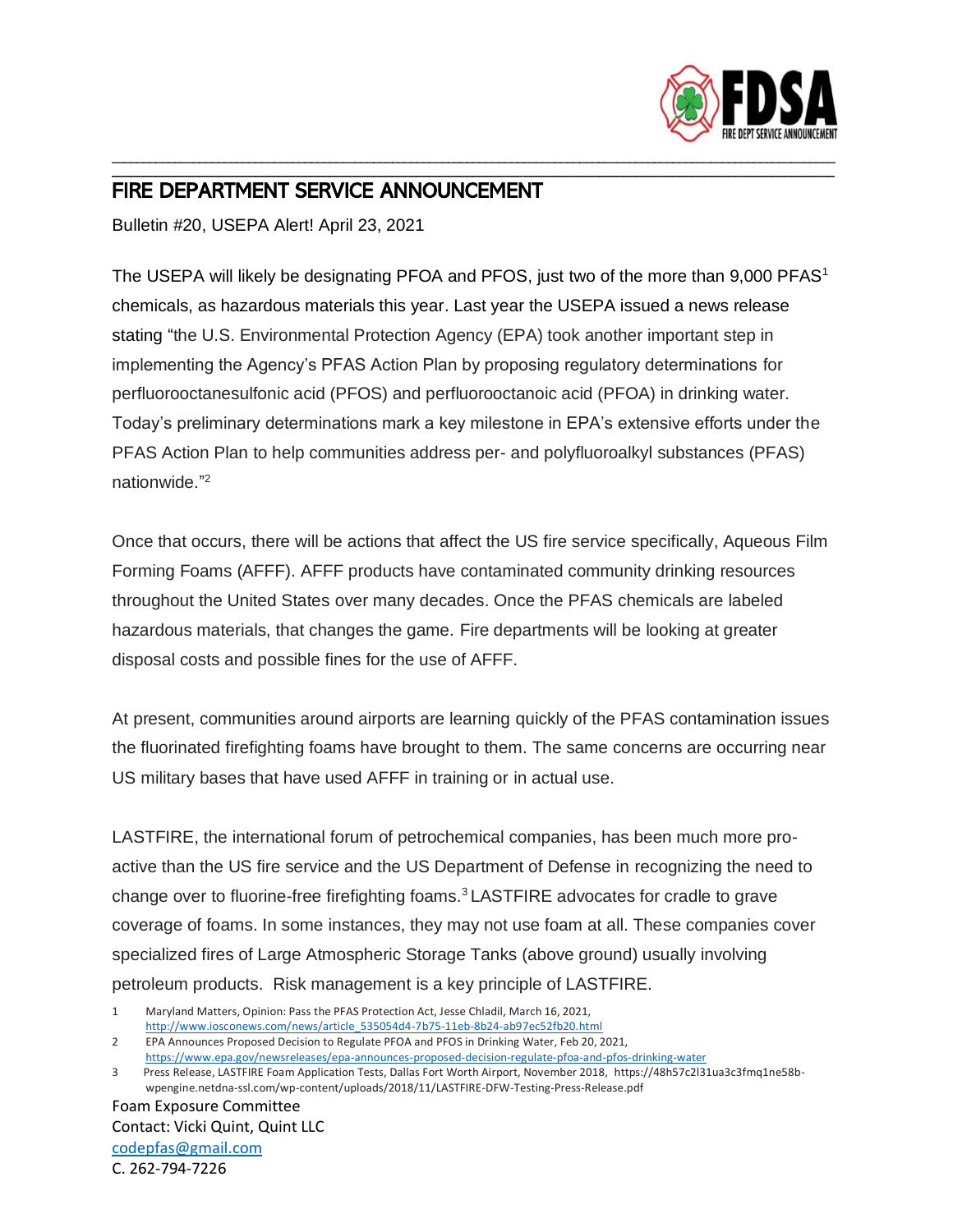# FIRE DEPARTMENT SERVICE ANNOUNCEMENT

Bulletin #20, USEPA Alert! April 23, 2021

The USEPA will likely be designating PFOA and PFOS, just two of the more than 9,000 PFAS[1] chemicals, as hazardous materials this year. Last year the USEPA issued a news release stating "the U.S. Environmental Protection Agency (EPA) took another important step in implementing the Agency's PFAS Action Plan by proposing regulatory determinations for perfluorooctanesulfonic acid (PFOS) and perfluorooctanoic acid (PFOA) in drinking water. Today's preliminary determinations mark a key milestone in EPA's extensive efforts under the PFAS Action Plan to help communities address per- and polyfluoroalkyl substances (PFAS) nationwide."[2]

Once that occurs, there will be actions that affect the US fire service specifically, Aqueous Film Forming Foams (AFFF). AFFF products have contaminated community drinking resources throughout the United States over many decades. Once the PFAS chemicals are labeled hazardous materials, that changes the game. Fire departments will be looking at greater disposal costs and possible fines for the use of AFFF.

At present, communities around airports are learning quickly of the PFAS contamination issues the fluorinated firefighting foams have brought to them. The same concerns are occurring near US military bases that have used AFFF in training or in actual use.

LASTFIRE, the international forum of petrochemical companies, has been much more pro-active than the US fire service and the US Department of Defense in recognizing the need to change over to fluorine-free firefighting foams.[3] LASTFIRE advocates for cradle to grave coverage of foams. In some instances, they may not use foam at all. These companies cover specialized fires of Large Atmospheric Storage Tanks (above ground) usually involving petroleum products. Risk management is a key principle of LASTFIRE.

1 Maryland Matters, Opinion: Pass the PFAS Protection Act, Jesse Chladil, March 16, 2021, http://www.iosconews.com/news/article_535054d4-7b75-11eb-8b24-ab97ec52fb20.html

2 EPA Announces Proposed Decision to Regulate PFOA and PFOS in Drinking Water, Feb 20, 2021, https://www.epa.gov/newsreleases/epa-announces-proposed-decision-regulate-pfoa-and-pfos-drinking-water

3 Press Release, LASTFIRE Foam Application Tests, Dallas Fort Worth Airport, November 2018, https://48h57c2l31ua3c3fmq1ne58b-wpengine.netdna-ssl.com/wp-content/uploads/2018/11/LASTFIRE-DFW-Testing-Press-Release.pdf

Foam Exposure Committee
Contact: Vicki Quint, Quint LLC
codepfas@gmail.com
C. 262-794-7226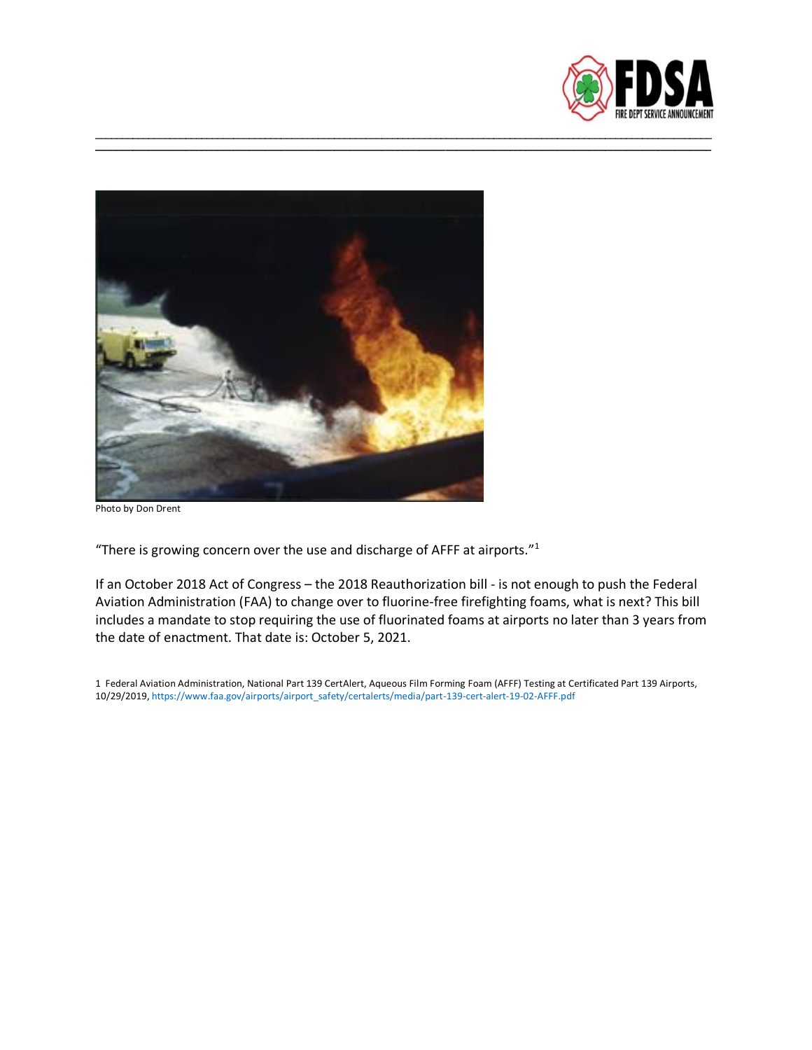Photo by Don Drent

"There is growing concern over the use and discharge of AFFF at airports."[1]

If an October 2018 Act of Congress – the 2018 Reauthorization bill - is not enough to push the Federal Aviation Administration (FAA) to change over to fluorine-free firefighting foams, what is next? This bill includes a mandate to stop requiring the use of fluorinated foams at airports no later than 3 years from the date of enactment. That date is: October 5, 2021.

1 Federal Aviation Administration, National Part 139 CertAlert, Aqueous Film Forming Foam (AFFF) Testing at Certificated Part 139 Airports, 10/29/2019, https://www.faa.gov/airports/airport_safety/certalerts/media/part-139-cert-alert-19-02-AFFF.pdf